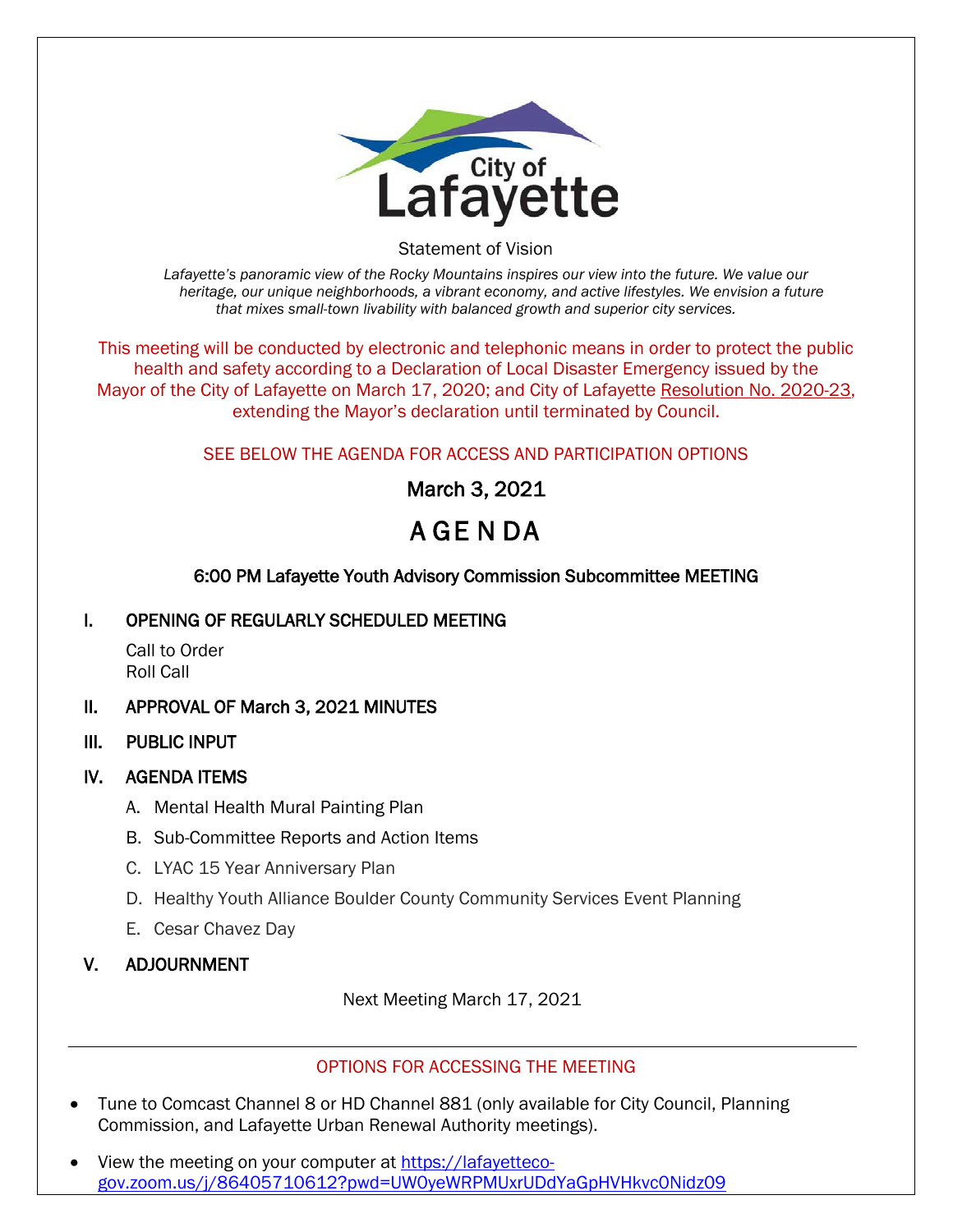City of Lafayette

Statement of Vision

*Lafayette's panoramic view of the Rocky Mountains inspires our view into the future. We value our heritage, our unique neighborhoods, a vibrant economy, and active lifestyles. We envision a future that mixes small-town livability with balanced growth and superior city services.*

This meeting will be conducted by electronic and telephonic means in order to protect the public health and safety according to a Declaration of Local Disaster Emergency issued by the Mayor of the City of Lafayette on March 17, 2020; and City of Lafayette Resolution No. 2020-23, extending the Mayor's declaration until terminated by Council.

SEE BELOW THE AGENDA FOR ACCESS AND PARTICIPATION OPTIONS

March 3, 2021

# AGENDA

**6:00 PM Lafayette Youth Advisory Commission Subcommittee MEETING**

**I. OPENING OF REGULARLY SCHEDULED MEETING**

Call to Order
Roll Call

**II. APPROVAL OF March 3, 2021 MINUTES**

**III. PUBLIC INPUT**

**IV. AGENDA ITEMS**

A. Mental Health Mural Painting Plan

B. Sub-Committee Reports and Action Items

C. LYAC 15 Year Anniversary Plan

D. Healthy Youth Alliance Boulder County Community Services Event Planning

E. Cesar Chavez Day

**V. ADJOURNMENT**

Next Meeting March 17, 2021

---

OPTIONS FOR ACCESSING THE MEETING

- Tune to Comcast Channel 8 or HD Channel 881 (only available for City Council, Planning Commission, and Lafayette Urban Renewal Authority meetings).
- View the meeting on your computer at https://lafayetteco-gov.zoom.us/j/86405710612?pwd=UW0yeWRPMUxrUDdYaGpHVHkvc0Nidz09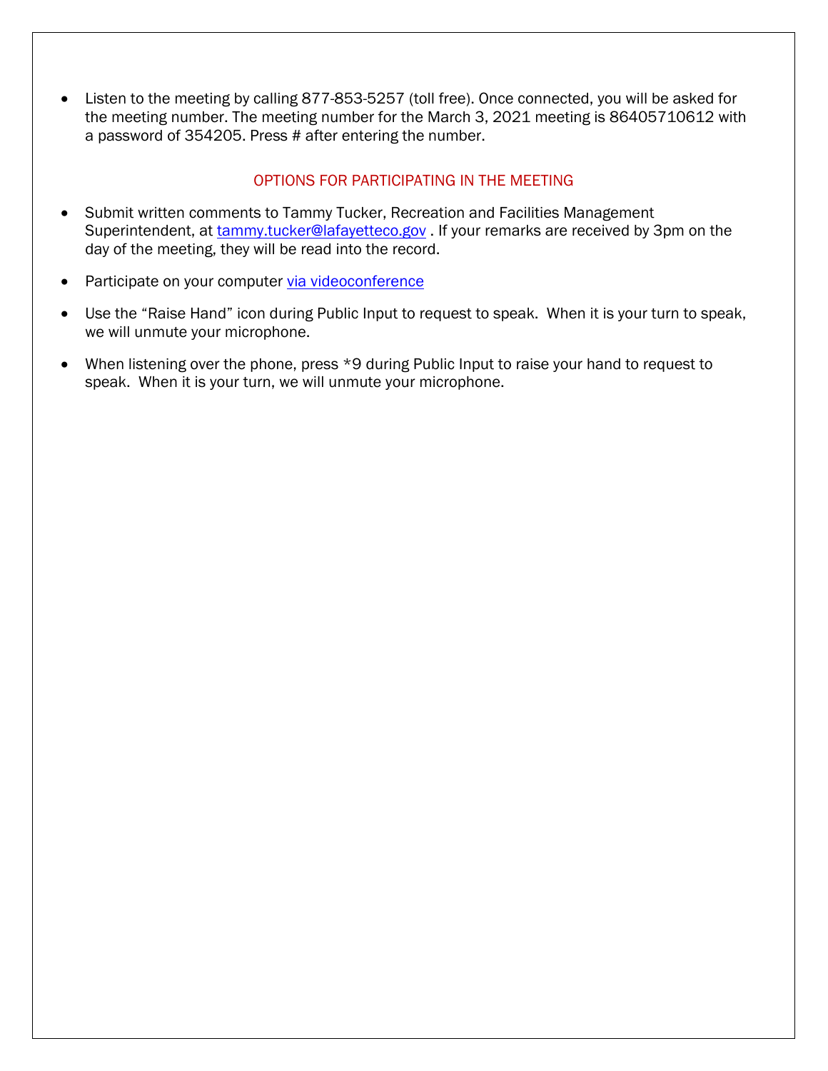- Listen to the meeting by calling 877-853-5257 (toll free). Once connected, you will be asked for the meeting number. The meeting number for the March 3, 2021 meeting is 86405710612 with a password of 354205. Press # after entering the number.

## OPTIONS FOR PARTICIPATING IN THE MEETING

- Submit written comments to Tammy Tucker, Recreation and Facilities Management Superintendent, at tammy.tucker@lafayetteco.gov . If your remarks are received by 3pm on the day of the meeting, they will be read into the record.
- Participate on your computer via videoconference
- Use the "Raise Hand" icon during Public Input to request to speak. When it is your turn to speak, we will unmute your microphone.
- When listening over the phone, press *9 during Public Input to raise your hand to request to speak. When it is your turn, we will unmute your microphone.